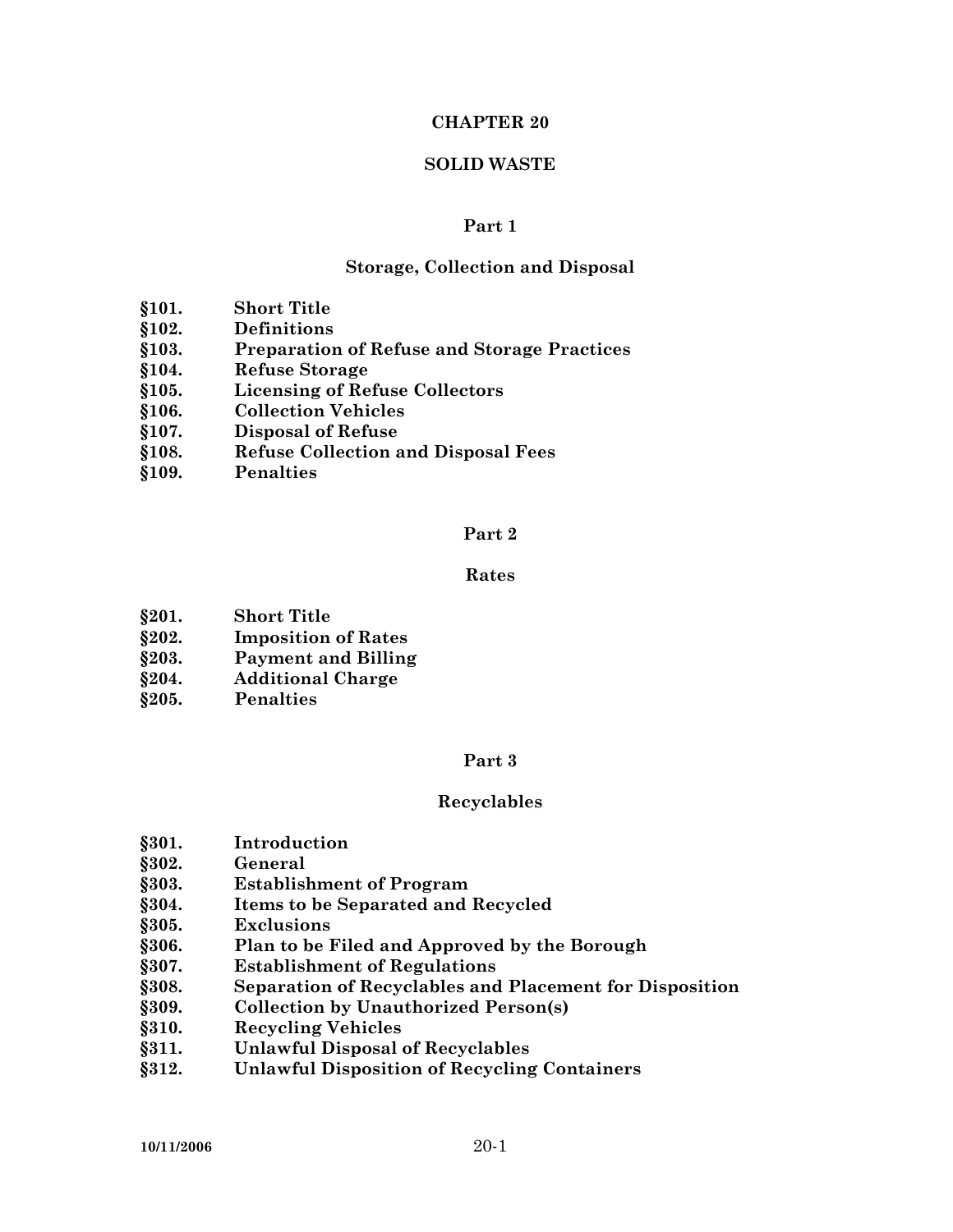# CHAPTER 20

# SOLID WASTE

## Part 1

## Storage, Collection and Disposal

**§101. Short Title**
**§102. Definitions**
**§103. Preparation of Refuse and Storage Practices**
**§104. Refuse Storage**
**§105. Licensing of Refuse Collectors**
**§106. Collection Vehicles**
**§107. Disposal of Refuse**
**§108. Refuse Collection and Disposal Fees**
**§109. Penalties**

## Part 2

## Rates

**§201. Short Title**
**§202. Imposition of Rates**
**§203. Payment and Billing**
**§204. Additional Charge**
**§205. Penalties**

## Part 3

## Recyclables

**§301. Introduction**
**§302. General**
**§303. Establishment of Program**
**§304. Items to be Separated and Recycled**
**§305. Exclusions**
**§306. Plan to be Filed and Approved by the Borough**
**§307. Establishment of Regulations**
**§308. Separation of Recyclables and Placement for Disposition**
**§309. Collection by Unauthorized Person(s)**
**§310. Recycling Vehicles**
**§311. Unlawful Disposal of Recyclables**
**§312. Unlawful Disposition of Recycling Containers**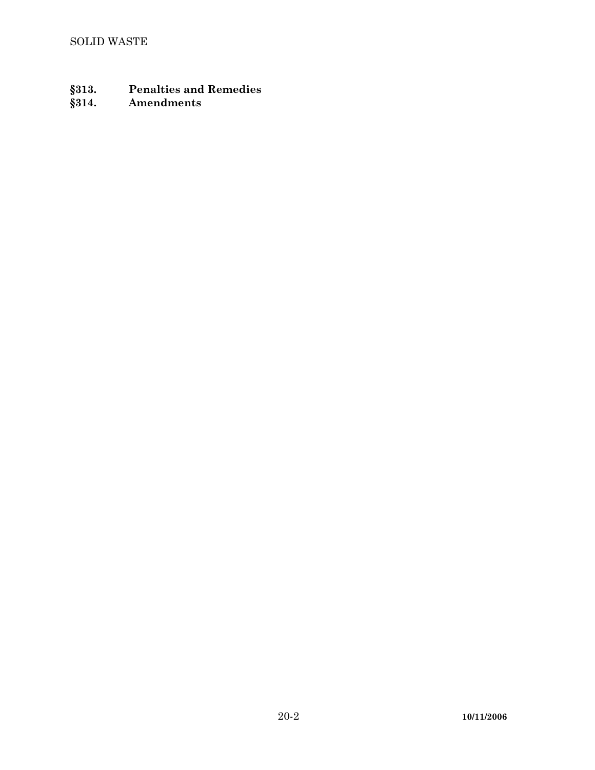**§313. Penalties and Remedies**
**§314. Amendments**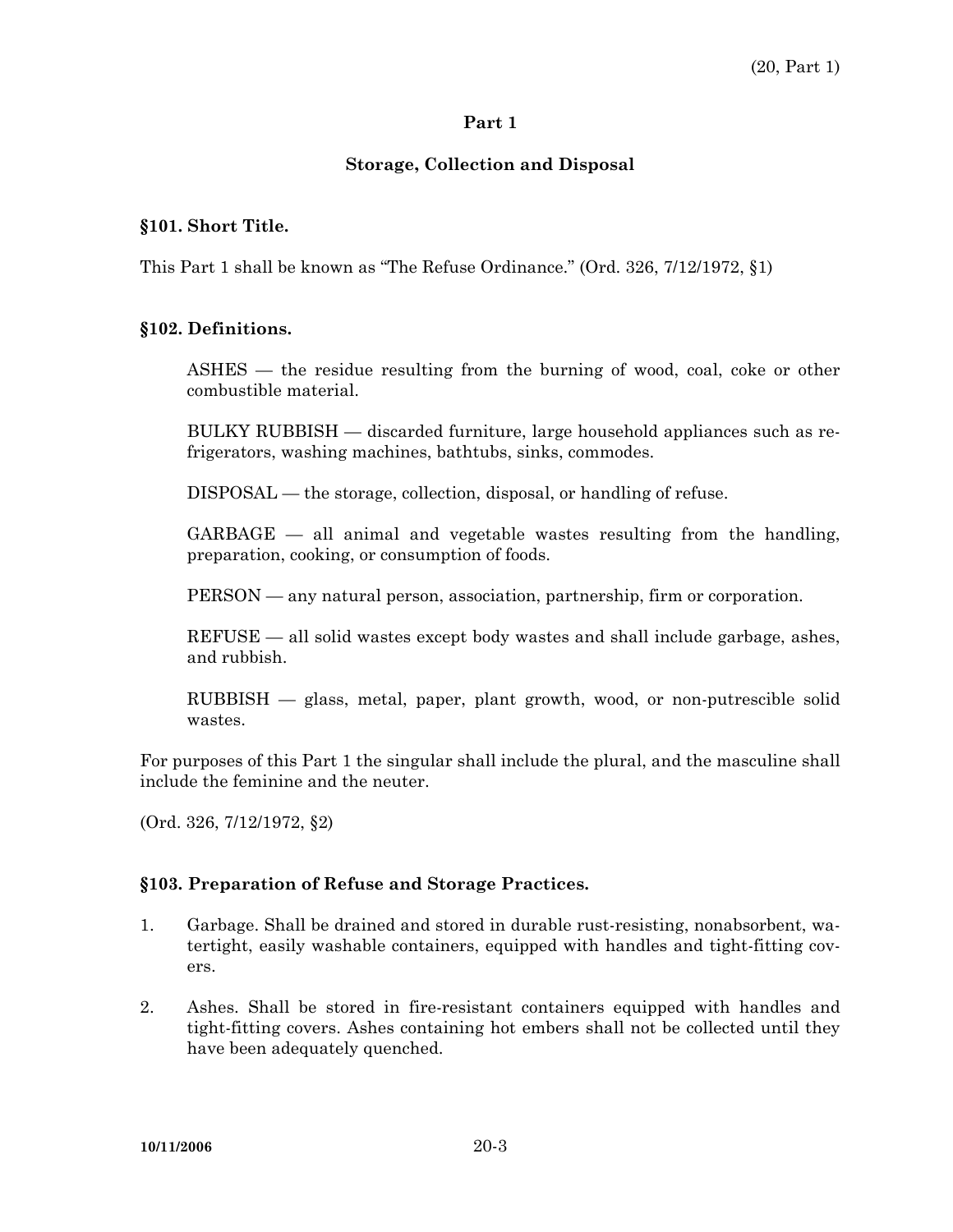# Part 1

## Storage, Collection and Disposal

### §101. Short Title.

This Part 1 shall be known as "The Refuse Ordinance." (Ord. 326, 7/12/1972, §1)

### §102. Definitions.

ASHES — the residue resulting from the burning of wood, coal, coke or other combustible material.

BULKY RUBBISH — discarded furniture, large household appliances such as refrigerators, washing machines, bathtubs, sinks, commodes.

DISPOSAL — the storage, collection, disposal, or handling of refuse.

GARBAGE — all animal and vegetable wastes resulting from the handling, preparation, cooking, or consumption of foods.

PERSON — any natural person, association, partnership, firm or corporation.

REFUSE — all solid wastes except body wastes and shall include garbage, ashes, and rubbish.

RUBBISH — glass, metal, paper, plant growth, wood, or non-putrescible solid wastes.

For purposes of this Part 1 the singular shall include the plural, and the masculine shall include the feminine and the neuter.

(Ord. 326, 7/12/1972, §2)

### §103. Preparation of Refuse and Storage Practices.

1. Garbage. Shall be drained and stored in durable rust-resisting, nonabsorbent, watertight, easily washable containers, equipped with handles and tight-fitting covers.

2. Ashes. Shall be stored in fire-resistant containers equipped with handles and tight-fitting covers. Ashes containing hot embers shall not be collected until they have been adequately quenched.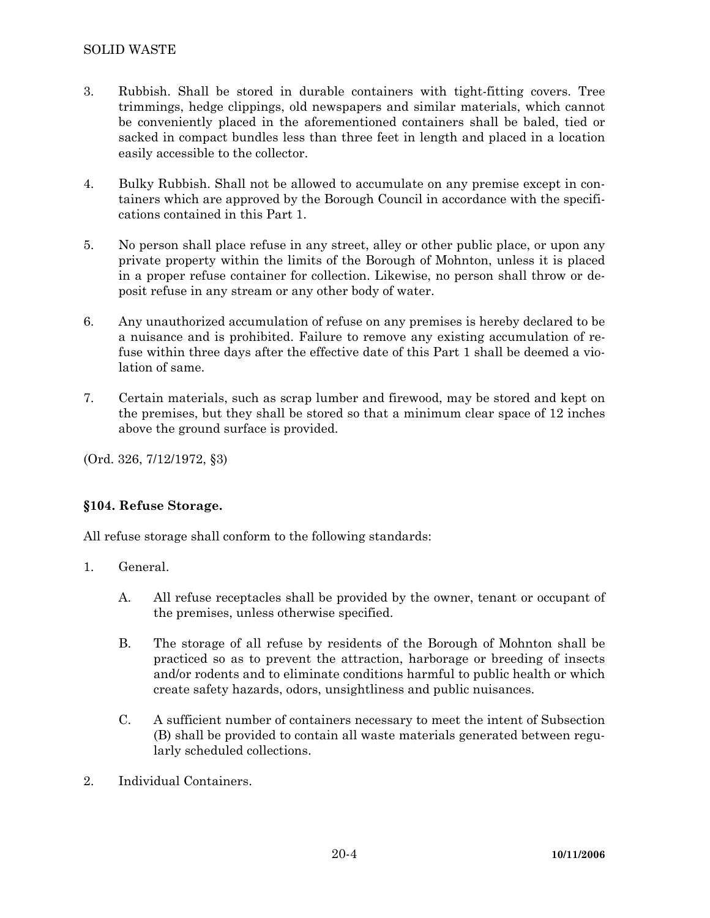3. Rubbish. Shall be stored in durable containers with tight-fitting covers. Tree trimmings, hedge clippings, old newspapers and similar materials, which cannot be conveniently placed in the aforementioned containers shall be baled, tied or sacked in compact bundles less than three feet in length and placed in a location easily accessible to the collector.

4. Bulky Rubbish. Shall not be allowed to accumulate on any premise except in containers which are approved by the Borough Council in accordance with the specifications contained in this Part 1.

5. No person shall place refuse in any street, alley or other public place, or upon any private property within the limits of the Borough of Mohnton, unless it is placed in a proper refuse container for collection. Likewise, no person shall throw or deposit refuse in any stream or any other body of water.

6. Any unauthorized accumulation of refuse on any premises is hereby declared to be a nuisance and is prohibited. Failure to remove any existing accumulation of refuse within three days after the effective date of this Part 1 shall be deemed a violation of same.

7. Certain materials, such as scrap lumber and firewood, may be stored and kept on the premises, but they shall be stored so that a minimum clear space of 12 inches above the ground surface is provided.

(Ord. 326, 7/12/1972, §3)

### §104. Refuse Storage.

All refuse storage shall conform to the following standards:

1. General.

    A. All refuse receptacles shall be provided by the owner, tenant or occupant of the premises, unless otherwise specified.

    B. The storage of all refuse by residents of the Borough of Mohnton shall be practiced so as to prevent the attraction, harborage or breeding of insects and/or rodents and to eliminate conditions harmful to public health or which create safety hazards, odors, unsightliness and public nuisances.

    C. A sufficient number of containers necessary to meet the intent of Subsection (B) shall be provided to contain all waste materials generated between regularly scheduled collections.

2. Individual Containers.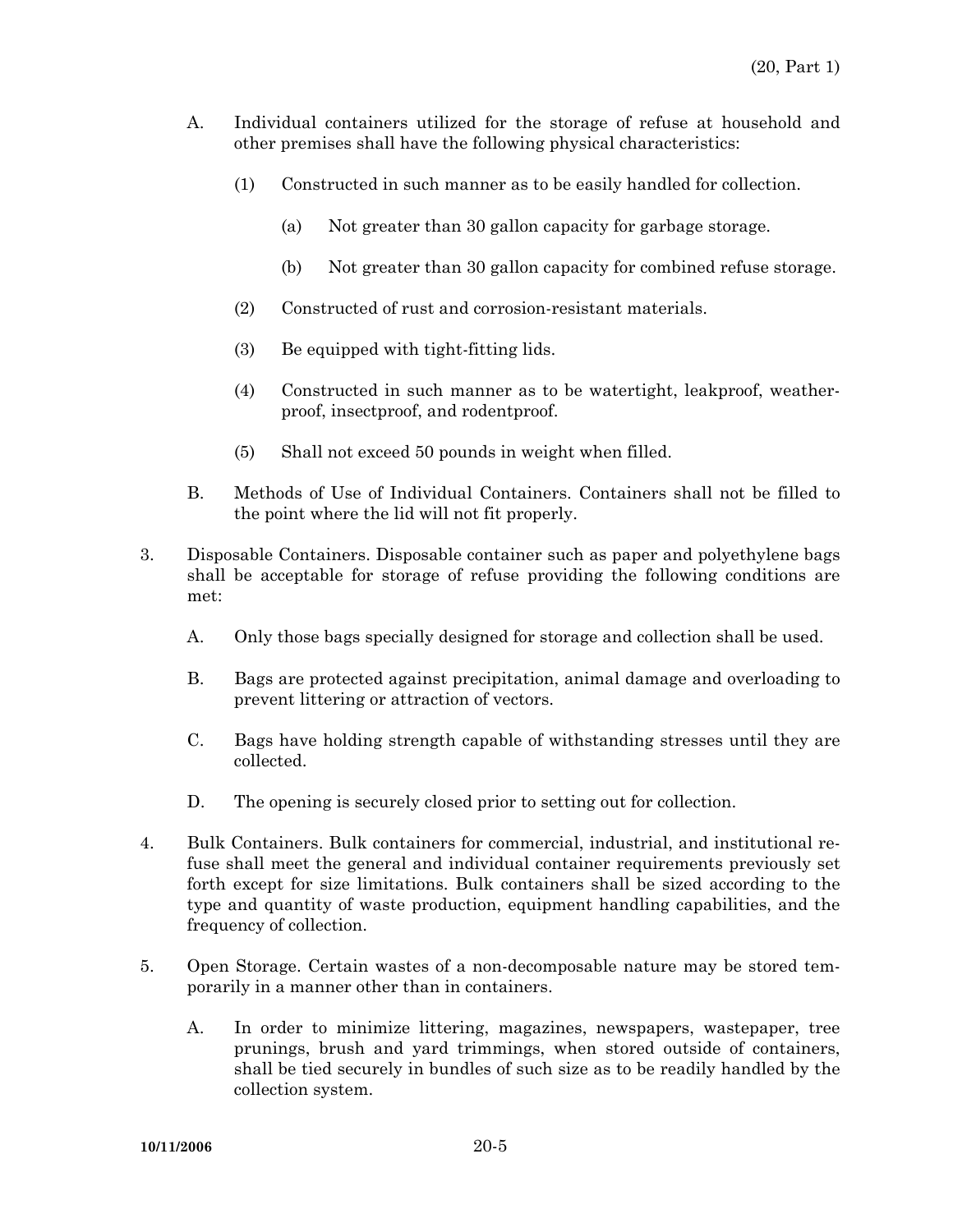A. Individual containers utilized for the storage of refuse at household and other premises shall have the following physical characteristics:

   (1) Constructed in such manner as to be easily handled for collection.

      (a) Not greater than 30 gallon capacity for garbage storage.

      (b) Not greater than 30 gallon capacity for combined refuse storage.

   (2) Constructed of rust and corrosion-resistant materials.

   (3) Be equipped with tight-fitting lids.

   (4) Constructed in such manner as to be watertight, leakproof, weatherproof, insectproof, and rodentproof.

   (5) Shall not exceed 50 pounds in weight when filled.

B. Methods of Use of Individual Containers. Containers shall not be filled to the point where the lid will not fit properly.

3. Disposable Containers. Disposable container such as paper and polyethylene bags shall be acceptable for storage of refuse providing the following conditions are met:

   A. Only those bags specially designed for storage and collection shall be used.

   B. Bags are protected against precipitation, animal damage and overloading to prevent littering or attraction of vectors.

   C. Bags have holding strength capable of withstanding stresses until they are collected.

   D. The opening is securely closed prior to setting out for collection.

4. Bulk Containers. Bulk containers for commercial, industrial, and institutional refuse shall meet the general and individual container requirements previously set forth except for size limitations. Bulk containers shall be sized according to the type and quantity of waste production, equipment handling capabilities, and the frequency of collection.

5. Open Storage. Certain wastes of a non-decomposable nature may be stored temporarily in a manner other than in containers.

   A. In order to minimize littering, magazines, newspapers, wastepaper, tree prunings, brush and yard trimmings, when stored outside of containers, shall be tied securely in bundles of such size as to be readily handled by the collection system.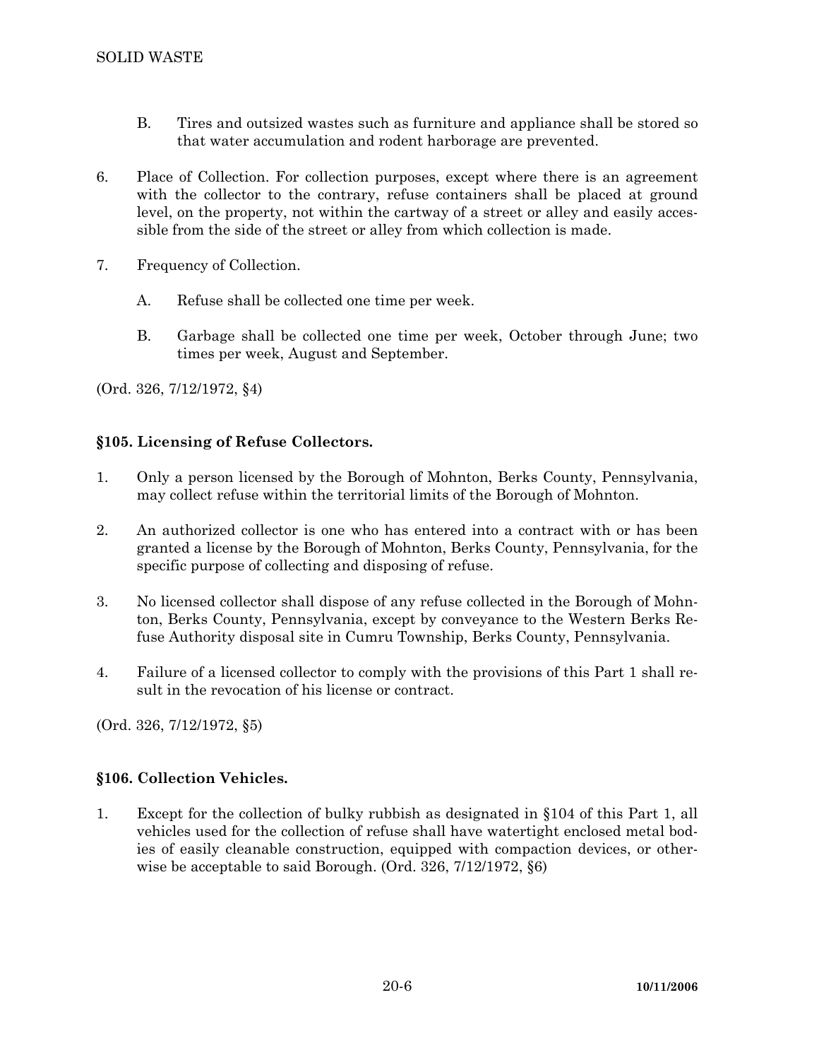B. Tires and outsized wastes such as furniture and appliance shall be stored so that water accumulation and rodent harborage are prevented.

6. Place of Collection. For collection purposes, except where there is an agreement with the collector to the contrary, refuse containers shall be placed at ground level, on the property, not within the cartway of a street or alley and easily accessible from the side of the street or alley from which collection is made.

7. Frequency of Collection.

   A. Refuse shall be collected one time per week.

   B. Garbage shall be collected one time per week, October through June; two times per week, August and September.

(Ord. 326, 7/12/1972, §4)

## §105. Licensing of Refuse Collectors.

1. Only a person licensed by the Borough of Mohnton, Berks County, Pennsylvania, may collect refuse within the territorial limits of the Borough of Mohnton.

2. An authorized collector is one who has entered into a contract with or has been granted a license by the Borough of Mohnton, Berks County, Pennsylvania, for the specific purpose of collecting and disposing of refuse.

3. No licensed collector shall dispose of any refuse collected in the Borough of Mohnton, Berks County, Pennsylvania, except by conveyance to the Western Berks Refuse Authority disposal site in Cumru Township, Berks County, Pennsylvania.

4. Failure of a licensed collector to comply with the provisions of this Part 1 shall result in the revocation of his license or contract.

(Ord. 326, 7/12/1972, §5)

## §106. Collection Vehicles.

1. Except for the collection of bulky rubbish as designated in §104 of this Part 1, all vehicles used for the collection of refuse shall have watertight enclosed metal bodies of easily cleanable construction, equipped with compaction devices, or otherwise be acceptable to said Borough. (Ord. 326, 7/12/1972, §6)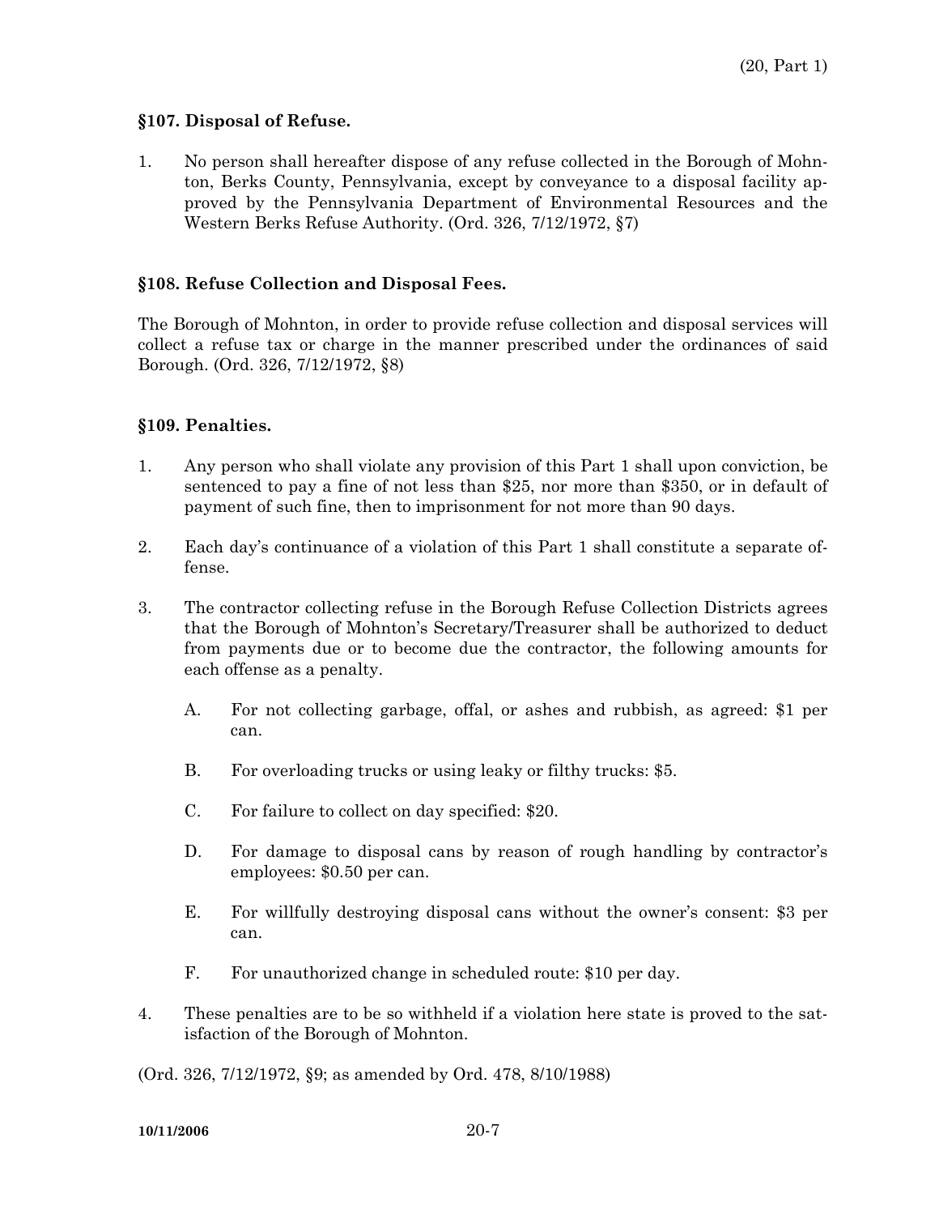### §107. Disposal of Refuse.

1. No person shall hereafter dispose of any refuse collected in the Borough of Mohnton, Berks County, Pennsylvania, except by conveyance to a disposal facility approved by the Pennsylvania Department of Environmental Resources and the Western Berks Refuse Authority. (Ord. 326, 7/12/1972, §7)

### §108. Refuse Collection and Disposal Fees.

The Borough of Mohnton, in order to provide refuse collection and disposal services will collect a refuse tax or charge in the manner prescribed under the ordinances of said Borough. (Ord. 326, 7/12/1972, §8)

### §109. Penalties.

1. Any person who shall violate any provision of this Part 1 shall upon conviction, be sentenced to pay a fine of not less than $25, nor more than $350, or in default of payment of such fine, then to imprisonment for not more than 90 days.

2. Each day's continuance of a violation of this Part 1 shall constitute a separate offense.

3. The contractor collecting refuse in the Borough Refuse Collection Districts agrees that the Borough of Mohnton's Secretary/Treasurer shall be authorized to deduct from payments due or to become due the contractor, the following amounts for each offense as a penalty.

   A. For not collecting garbage, offal, or ashes and rubbish, as agreed: $1 per can.

   B. For overloading trucks or using leaky or filthy trucks: $5.

   C. For failure to collect on day specified: $20.

   D. For damage to disposal cans by reason of rough handling by contractor's employees: $0.50 per can.

   E. For willfully destroying disposal cans without the owner's consent: $3 per can.

   F. For unauthorized change in scheduled route: $10 per day.

4. These penalties are to be so withheld if a violation here state is proved to the satisfaction of the Borough of Mohnton.

(Ord. 326, 7/12/1972, §9; as amended by Ord. 478, 8/10/1988)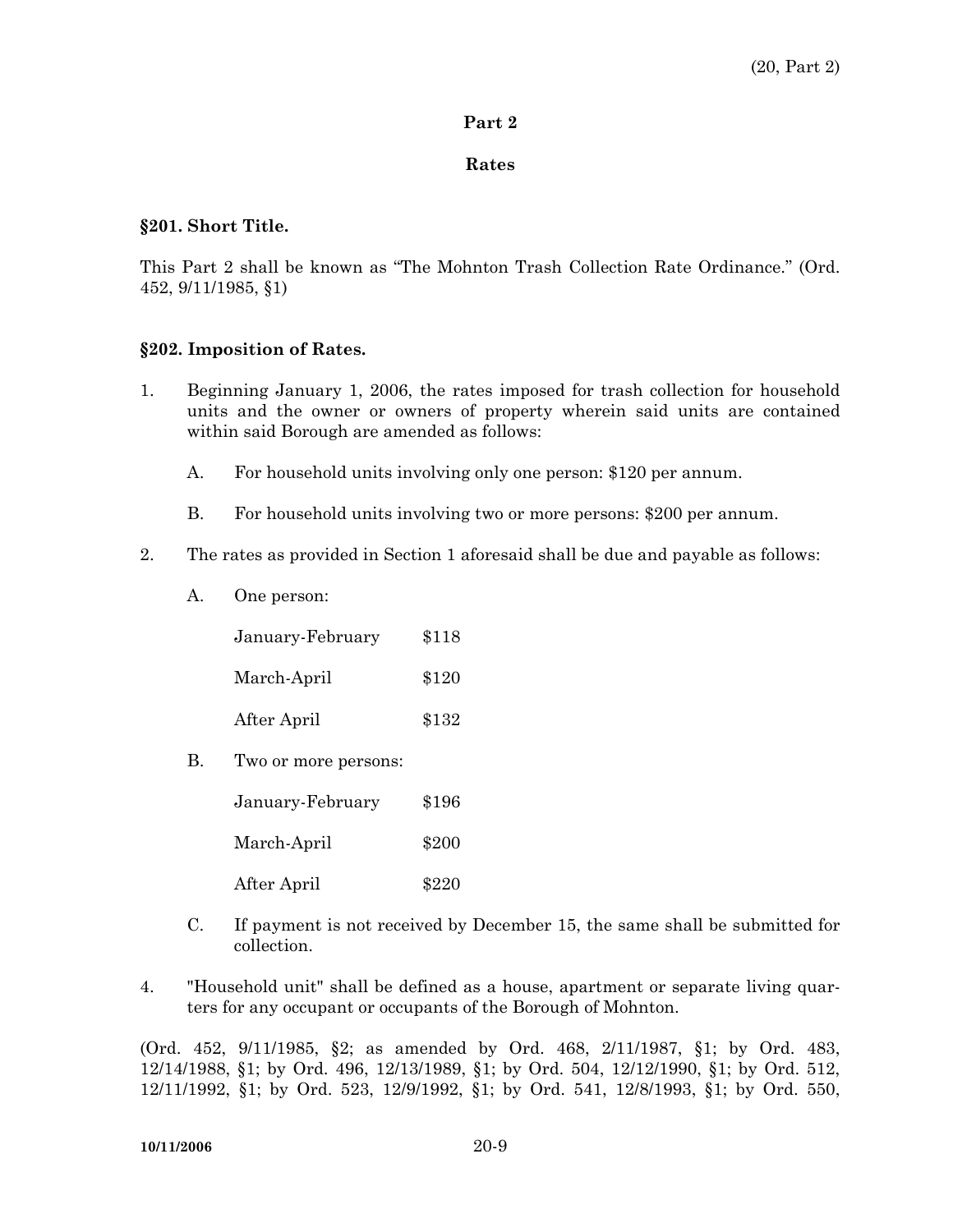## Part 2

## Rates

### §201. Short Title.

This Part 2 shall be known as "The Mohnton Trash Collection Rate Ordinance." (Ord. 452, 9/11/1985, §1)

### §202. Imposition of Rates.

1. Beginning January 1, 2006, the rates imposed for trash collection for household units and the owner or owners of property wherein said units are contained within said Borough are amended as follows:

   A. For household units involving only one person: $120 per annum.

   B. For household units involving two or more persons: $200 per annum.

2. The rates as provided in Section 1 aforesaid shall be due and payable as follows:

   A. One person:

   | | |
   |---|---|
   | January-February | $118 |
   | March-April | $120 |
   | After April | $132 |

   B. Two or more persons:

   | | |
   |---|---|
   | January-February | $196 |
   | March-April | $200 |
   | After April | $220 |

   C. If payment is not received by December 15, the same shall be submitted for collection.

4. "Household unit" shall be defined as a house, apartment or separate living quarters for any occupant or occupants of the Borough of Mohnton.

(Ord. 452, 9/11/1985, §2; as amended by Ord. 468, 2/11/1987, §1; by Ord. 483, 12/14/1988, §1; by Ord. 496, 12/13/1989, §1; by Ord. 504, 12/12/1990, §1; by Ord. 512, 12/11/1992, §1; by Ord. 523, 12/9/1992, §1; by Ord. 541, 12/8/1993, §1; by Ord. 550,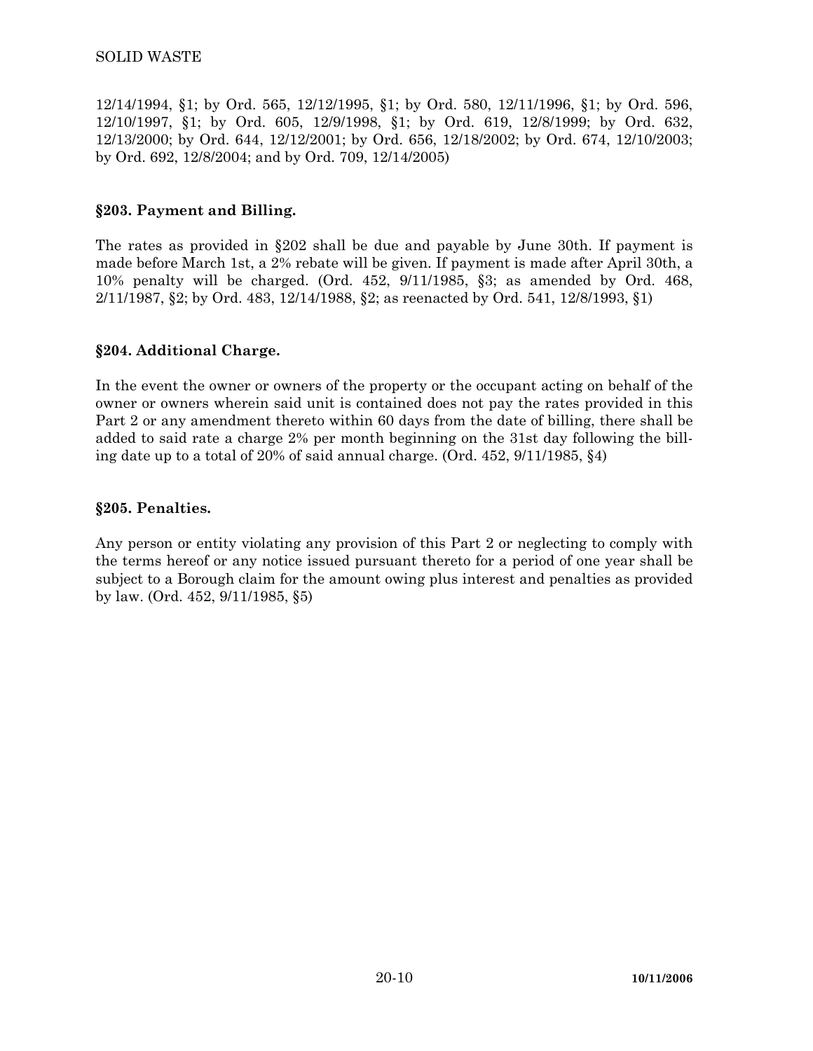12/14/1994, §1; by Ord. 565, 12/12/1995, §1; by Ord. 580, 12/11/1996, §1; by Ord. 596, 12/10/1997, §1; by Ord. 605, 12/9/1998, §1; by Ord. 619, 12/8/1999; by Ord. 632, 12/13/2000; by Ord. 644, 12/12/2001; by Ord. 656, 12/18/2002; by Ord. 674, 12/10/2003; by Ord. 692, 12/8/2004; and by Ord. 709, 12/14/2005)

### §203. Payment and Billing.

The rates as provided in §202 shall be due and payable by June 30th. If payment is made before March 1st, a 2% rebate will be given. If payment is made after April 30th, a 10% penalty will be charged. (Ord. 452, 9/11/1985, §3; as amended by Ord. 468, 2/11/1987, §2; by Ord. 483, 12/14/1988, §2; as reenacted by Ord. 541, 12/8/1993, §1)

### §204. Additional Charge.

In the event the owner or owners of the property or the occupant acting on behalf of the owner or owners wherein said unit is contained does not pay the rates provided in this Part 2 or any amendment thereto within 60 days from the date of billing, there shall be added to said rate a charge 2% per month beginning on the 31st day following the billing date up to a total of 20% of said annual charge. (Ord. 452, 9/11/1985, §4)

### §205. Penalties.

Any person or entity violating any provision of this Part 2 or neglecting to comply with the terms hereof or any notice issued pursuant thereto for a period of one year shall be subject to a Borough claim for the amount owing plus interest and penalties as provided by law. (Ord. 452, 9/11/1985, §5)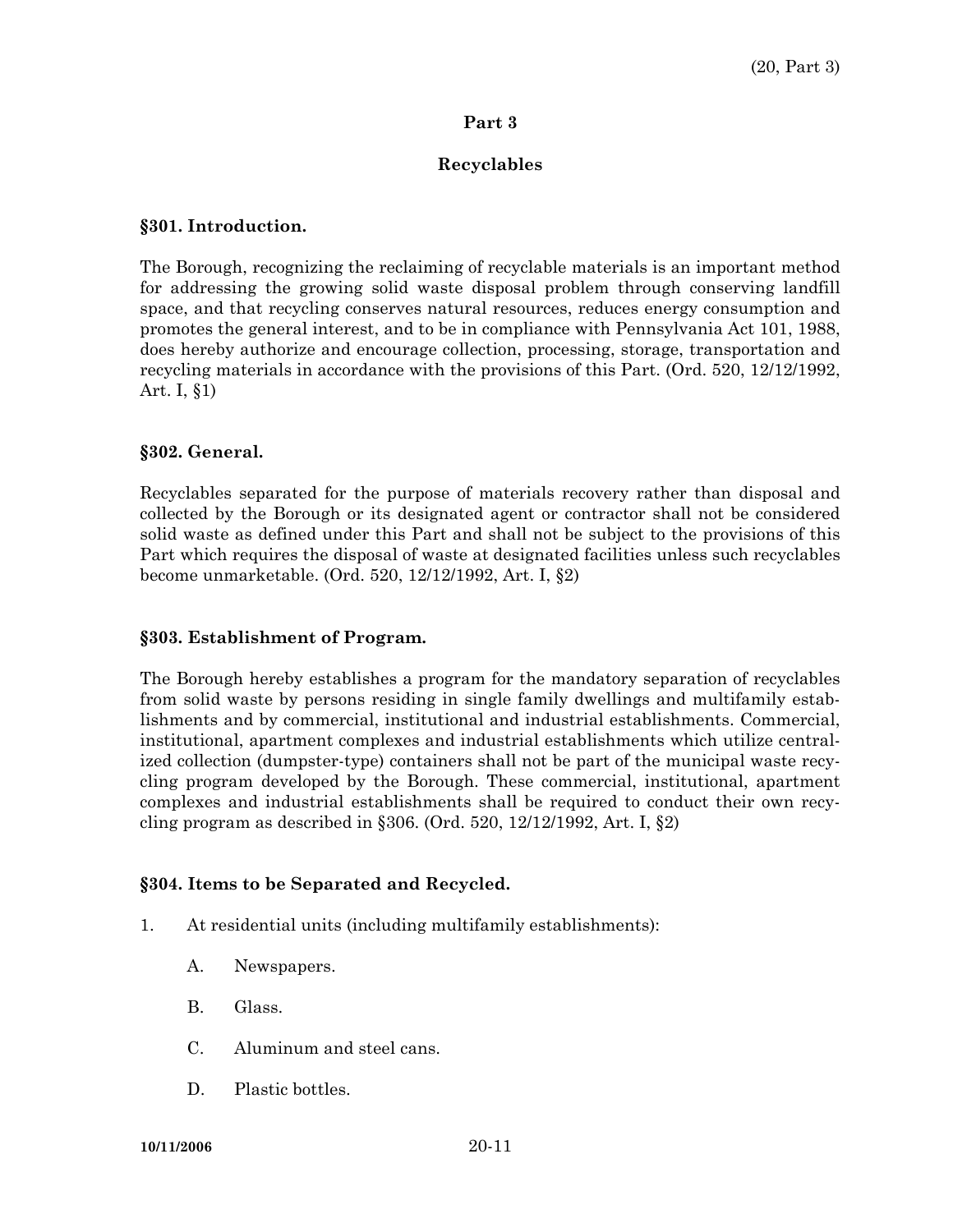## Part 3

## Recyclables

### §301. Introduction.

The Borough, recognizing the reclaiming of recyclable materials is an important method for addressing the growing solid waste disposal problem through conserving landfill space, and that recycling conserves natural resources, reduces energy consumption and promotes the general interest, and to be in compliance with Pennsylvania Act 101, 1988, does hereby authorize and encourage collection, processing, storage, transportation and recycling materials in accordance with the provisions of this Part. (Ord. 520, 12/12/1992, Art. I, §1)

### §302. General.

Recyclables separated for the purpose of materials recovery rather than disposal and collected by the Borough or its designated agent or contractor shall not be considered solid waste as defined under this Part and shall not be subject to the provisions of this Part which requires the disposal of waste at designated facilities unless such recyclables become unmarketable. (Ord. 520, 12/12/1992, Art. I, §2)

### §303. Establishment of Program.

The Borough hereby establishes a program for the mandatory separation of recyclables from solid waste by persons residing in single family dwellings and multifamily establishments and by commercial, institutional and industrial establishments. Commercial, institutional, apartment complexes and industrial establishments which utilize centralized collection (dumpster-type) containers shall not be part of the municipal waste recycling program developed by the Borough. These commercial, institutional, apartment complexes and industrial establishments shall be required to conduct their own recycling program as described in §306. (Ord. 520, 12/12/1992, Art. I, §2)

### §304. Items to be Separated and Recycled.

1. At residential units (including multifamily establishments):

   A. Newspapers.

   B. Glass.

   C. Aluminum and steel cans.

   D. Plastic bottles.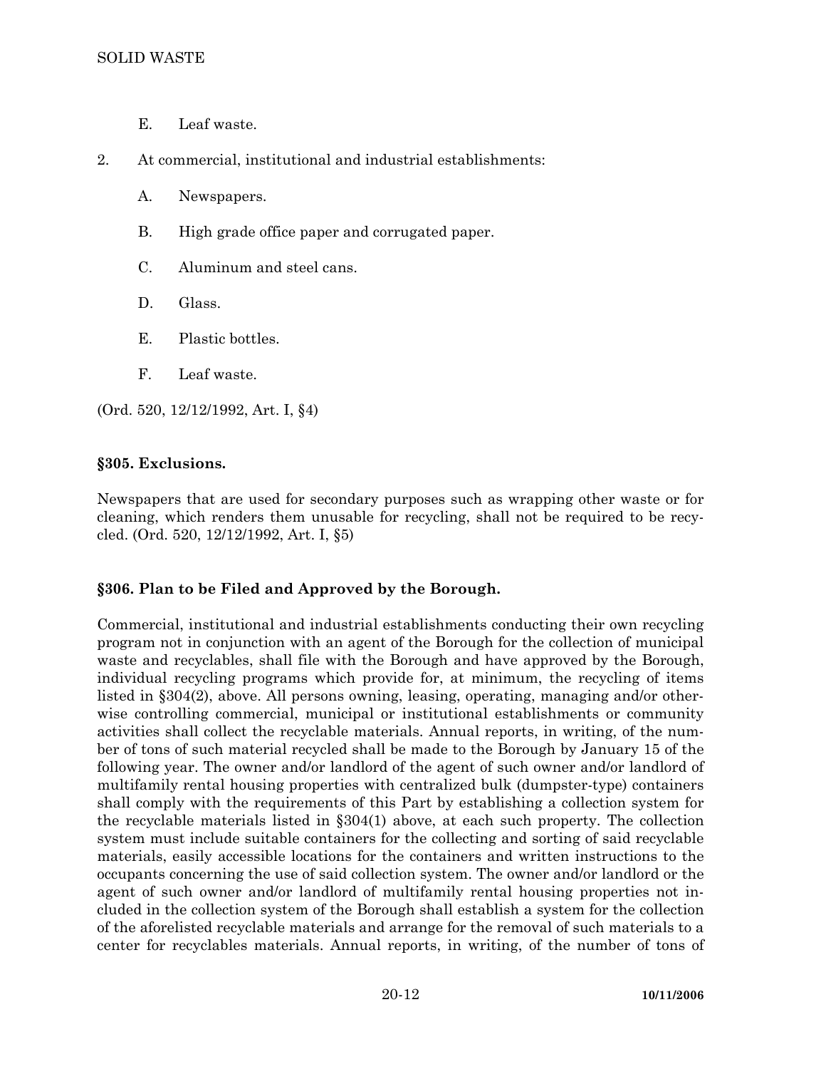E. Leaf waste.

2. At commercial, institutional and industrial establishments:

   A. Newspapers.

   B. High grade office paper and corrugated paper.

   C. Aluminum and steel cans.

   D. Glass.

   E. Plastic bottles.

   F. Leaf waste.

(Ord. 520, 12/12/1992, Art. I, §4)

### §305. Exclusions.

Newspapers that are used for secondary purposes such as wrapping other waste or for cleaning, which renders them unusable for recycling, shall not be required to be recycled. (Ord. 520, 12/12/1992, Art. I, §5)

### §306. Plan to be Filed and Approved by the Borough.

Commercial, institutional and industrial establishments conducting their own recycling program not in conjunction with an agent of the Borough for the collection of municipal waste and recyclables, shall file with the Borough and have approved by the Borough, individual recycling programs which provide for, at minimum, the recycling of items listed in §304(2), above. All persons owning, leasing, operating, managing and/or otherwise controlling commercial, municipal or institutional establishments or community activities shall collect the recyclable materials. Annual reports, in writing, of the number of tons of such material recycled shall be made to the Borough by January 15 of the following year. The owner and/or landlord of the agent of such owner and/or landlord of multifamily rental housing properties with centralized bulk (dumpster-type) containers shall comply with the requirements of this Part by establishing a collection system for the recyclable materials listed in §304(1) above, at each such property. The collection system must include suitable containers for the collecting and sorting of said recyclable materials, easily accessible locations for the containers and written instructions to the occupants concerning the use of said collection system. The owner and/or landlord or the agent of such owner and/or landlord of multifamily rental housing properties not included in the collection system of the Borough shall establish a system for the collection of the aforelisted recyclable materials and arrange for the removal of such materials to a center for recyclables materials. Annual reports, in writing, of the number of tons of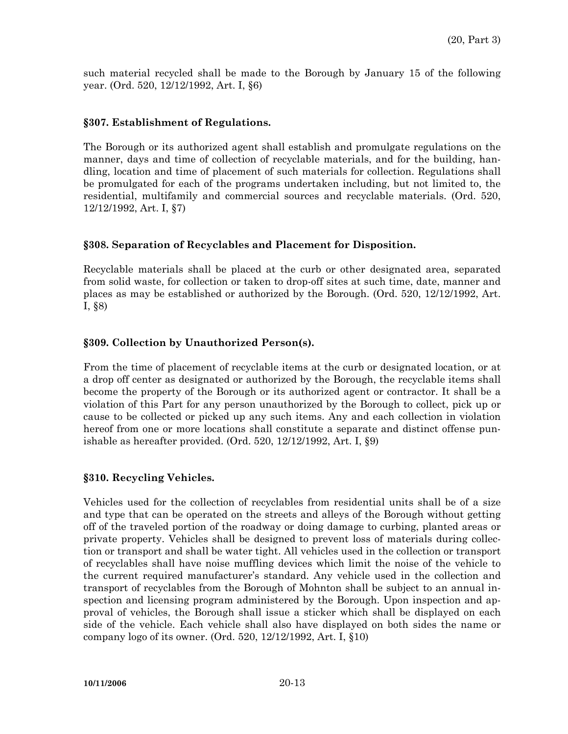such material recycled shall be made to the Borough by January 15 of the following year. (Ord. 520, 12/12/1992, Art. I, §6)

### §307. Establishment of Regulations.

The Borough or its authorized agent shall establish and promulgate regulations on the manner, days and time of collection of recyclable materials, and for the building, handling, location and time of placement of such materials for collection. Regulations shall be promulgated for each of the programs undertaken including, but not limited to, the residential, multifamily and commercial sources and recyclable materials. (Ord. 520, 12/12/1992, Art. I, §7)

### §308. Separation of Recyclables and Placement for Disposition.

Recyclable materials shall be placed at the curb or other designated area, separated from solid waste, for collection or taken to drop-off sites at such time, date, manner and places as may be established or authorized by the Borough. (Ord. 520, 12/12/1992, Art. I, §8)

### §309. Collection by Unauthorized Person(s).

From the time of placement of recyclable items at the curb or designated location, or at a drop off center as designated or authorized by the Borough, the recyclable items shall become the property of the Borough or its authorized agent or contractor. It shall be a violation of this Part for any person unauthorized by the Borough to collect, pick up or cause to be collected or picked up any such items. Any and each collection in violation hereof from one or more locations shall constitute a separate and distinct offense punishable as hereafter provided. (Ord. 520, 12/12/1992, Art. I, §9)

### §310. Recycling Vehicles.

Vehicles used for the collection of recyclables from residential units shall be of a size and type that can be operated on the streets and alleys of the Borough without getting off of the traveled portion of the roadway or doing damage to curbing, planted areas or private property. Vehicles shall be designed to prevent loss of materials during collection or transport and shall be water tight. All vehicles used in the collection or transport of recyclables shall have noise muffling devices which limit the noise of the vehicle to the current required manufacturer's standard. Any vehicle used in the collection and transport of recyclables from the Borough of Mohnton shall be subject to an annual inspection and licensing program administered by the Borough. Upon inspection and approval of vehicles, the Borough shall issue a sticker which shall be displayed on each side of the vehicle. Each vehicle shall also have displayed on both sides the name or company logo of its owner. (Ord. 520, 12/12/1992, Art. I, §10)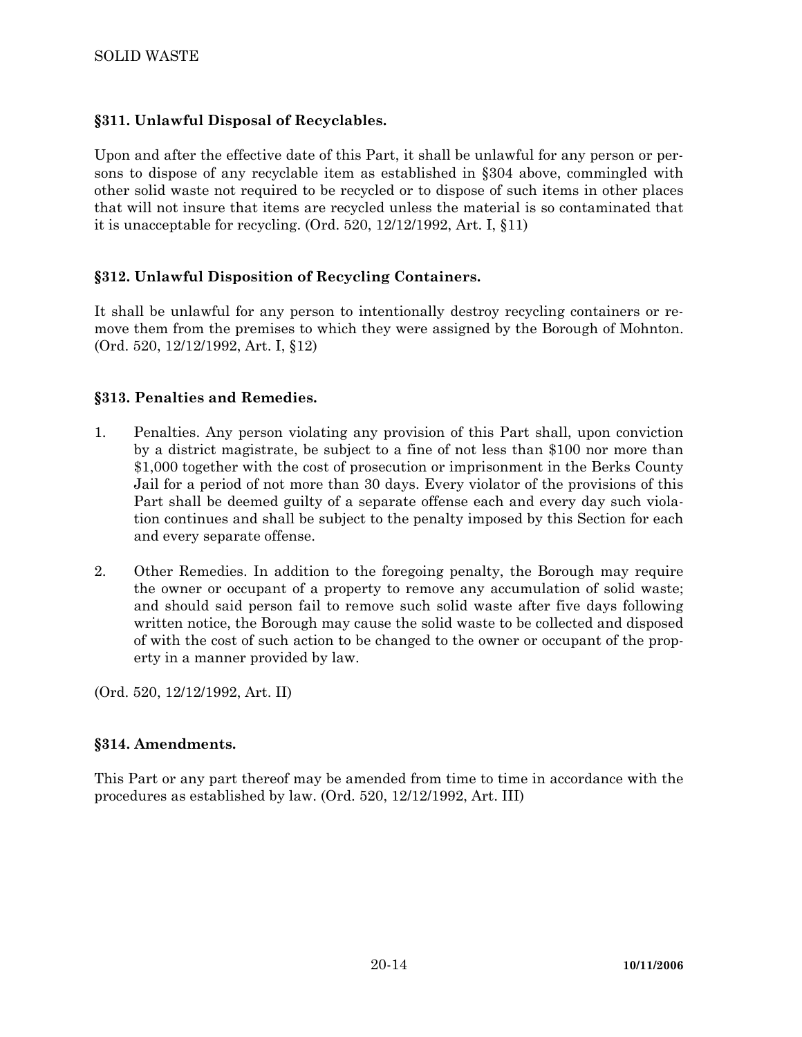## §311. Unlawful Disposal of Recyclables.

Upon and after the effective date of this Part, it shall be unlawful for any person or persons to dispose of any recyclable item as established in §304 above, commingled with other solid waste not required to be recycled or to dispose of such items in other places that will not insure that items are recycled unless the material is so contaminated that it is unacceptable for recycling. (Ord. 520, 12/12/1992, Art. I, §11)

## §312. Unlawful Disposition of Recycling Containers.

It shall be unlawful for any person to intentionally destroy recycling containers or remove them from the premises to which they were assigned by the Borough of Mohnton. (Ord. 520, 12/12/1992, Art. I, §12)

## §313. Penalties and Remedies.

1. Penalties. Any person violating any provision of this Part shall, upon conviction by a district magistrate, be subject to a fine of not less than $100 nor more than $1,000 together with the cost of prosecution or imprisonment in the Berks County Jail for a period of not more than 30 days. Every violator of the provisions of this Part shall be deemed guilty of a separate offense each and every day such violation continues and shall be subject to the penalty imposed by this Section for each and every separate offense.

2. Other Remedies. In addition to the foregoing penalty, the Borough may require the owner or occupant of a property to remove any accumulation of solid waste; and should said person fail to remove such solid waste after five days following written notice, the Borough may cause the solid waste to be collected and disposed of with the cost of such action to be changed to the owner or occupant of the property in a manner provided by law.

(Ord. 520, 12/12/1992, Art. II)

## §314. Amendments.

This Part or any part thereof may be amended from time to time in accordance with the procedures as established by law. (Ord. 520, 12/12/1992, Art. III)